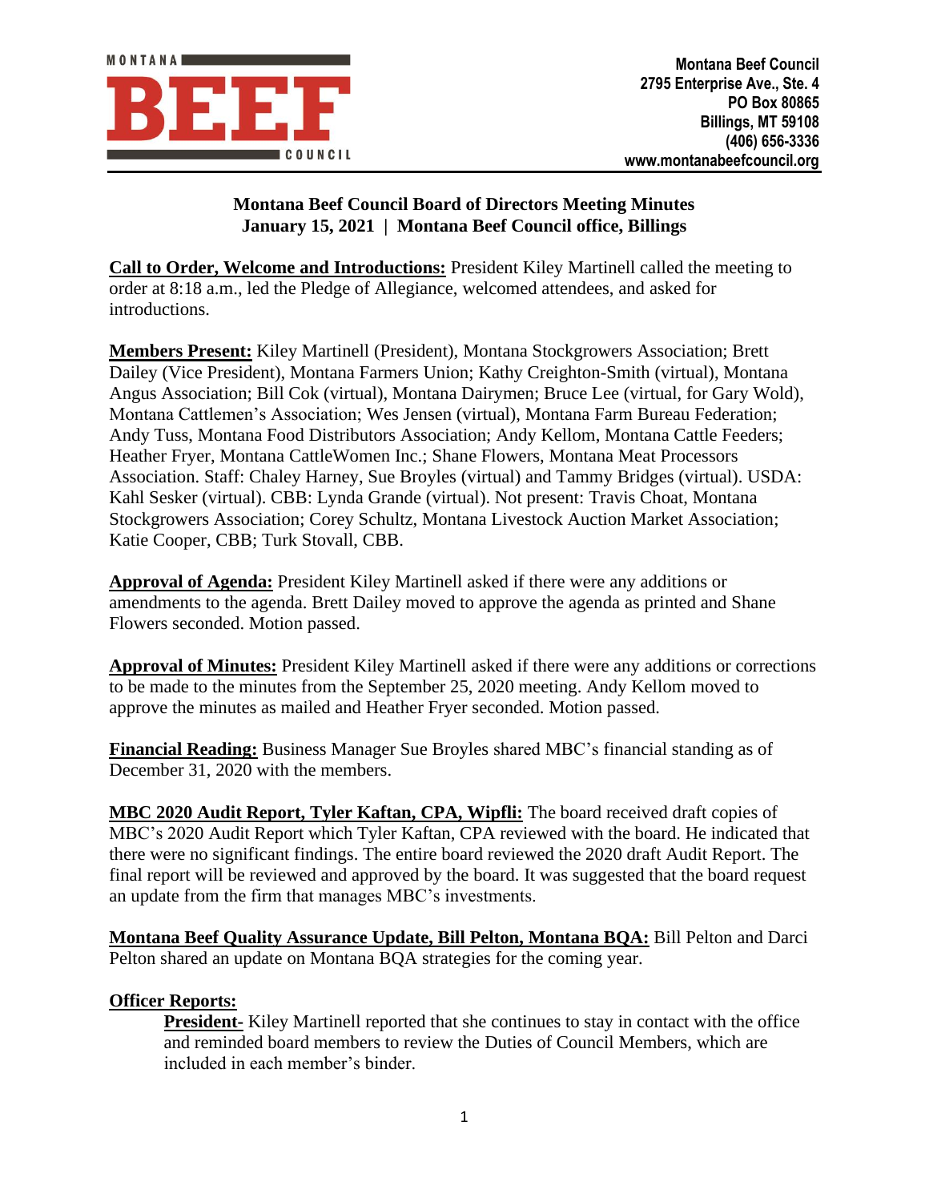Montana Beef Council
2795 Enterprise Ave., Ste. 4
PO Box 80865
Billings, MT 59108
(406) 656-3336
www.montanabeefcouncil.org

## Montana Beef Council Board of Directors Meeting Minutes
## January 15, 2021 | Montana Beef Council office, Billings

**Call to Order, Welcome and Introductions:** President Kiley Martinell called the meeting to order at 8:18 a.m., led the Pledge of Allegiance, welcomed attendees, and asked for introductions.

**Members Present:** Kiley Martinell (President), Montana Stockgrowers Association; Brett Dailey (Vice President), Montana Farmers Union; Kathy Creighton-Smith (virtual), Montana Angus Association; Bill Cok (virtual), Montana Dairymen; Bruce Lee (virtual, for Gary Wold), Montana Cattlemen's Association; Wes Jensen (virtual), Montana Farm Bureau Federation; Andy Tuss, Montana Food Distributors Association; Andy Kellom, Montana Cattle Feeders; Heather Fryer, Montana CattleWomen Inc.; Shane Flowers, Montana Meat Processors Association. Staff: Chaley Harney, Sue Broyles (virtual) and Tammy Bridges (virtual). USDA: Kahl Sesker (virtual). CBB: Lynda Grande (virtual). Not present: Travis Choat, Montana Stockgrowers Association; Corey Schultz, Montana Livestock Auction Market Association; Katie Cooper, CBB; Turk Stovall, CBB.

**Approval of Agenda:** President Kiley Martinell asked if there were any additions or amendments to the agenda. Brett Dailey moved to approve the agenda as printed and Shane Flowers seconded. Motion passed.

**Approval of Minutes:** President Kiley Martinell asked if there were any additions or corrections to be made to the minutes from the September 25, 2020 meeting. Andy Kellom moved to approve the minutes as mailed and Heather Fryer seconded. Motion passed.

**Financial Reading:** Business Manager Sue Broyles shared MBC's financial standing as of December 31, 2020 with the members.

**MBC 2020 Audit Report, Tyler Kaftan, CPA, Wipfli:** The board received draft copies of MBC's 2020 Audit Report which Tyler Kaftan, CPA reviewed with the board. He indicated that there were no significant findings. The entire board reviewed the 2020 draft Audit Report. The final report will be reviewed and approved by the board. It was suggested that the board request an update from the firm that manages MBC's investments.

**Montana Beef Quality Assurance Update, Bill Pelton, Montana BQA:** Bill Pelton and Darci Pelton shared an update on Montana BQA strategies for the coming year.

**Officer Reports:**

**President-** Kiley Martinell reported that she continues to stay in contact with the office and reminded board members to review the Duties of Council Members, which are included in each member's binder.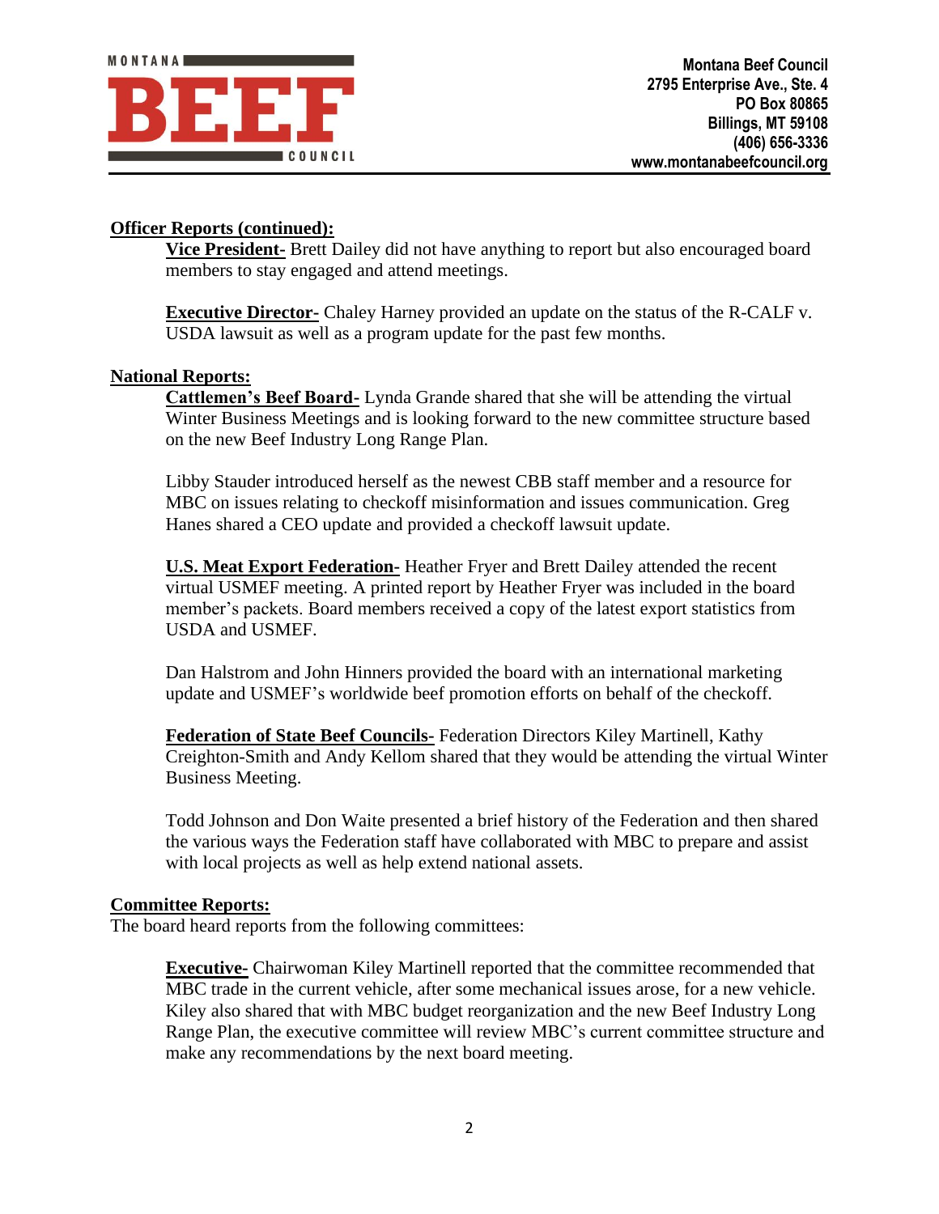**Officer Reports (continued):**

**Vice President-** Brett Dailey did not have anything to report but also encouraged board members to stay engaged and attend meetings.

**Executive Director-** Chaley Harney provided an update on the status of the R-CALF v. USDA lawsuit as well as a program update for the past few months.

**National Reports:**

**Cattlemen's Beef Board-** Lynda Grande shared that she will be attending the virtual Winter Business Meetings and is looking forward to the new committee structure based on the new Beef Industry Long Range Plan.

Libby Stauder introduced herself as the newest CBB staff member and a resource for MBC on issues relating to checkoff misinformation and issues communication. Greg Hanes shared a CEO update and provided a checkoff lawsuit update.

**U.S. Meat Export Federation-** Heather Fryer and Brett Dailey attended the recent virtual USMEF meeting. A printed report by Heather Fryer was included in the board member's packets. Board members received a copy of the latest export statistics from USDA and USMEF.

Dan Halstrom and John Hinners provided the board with an international marketing update and USMEF's worldwide beef promotion efforts on behalf of the checkoff.

**Federation of State Beef Councils-** Federation Directors Kiley Martinell, Kathy Creighton-Smith and Andy Kellom shared that they would be attending the virtual Winter Business Meeting.

Todd Johnson and Don Waite presented a brief history of the Federation and then shared the various ways the Federation staff have collaborated with MBC to prepare and assist with local projects as well as help extend national assets.

**Committee Reports:**

The board heard reports from the following committees:

**Executive-** Chairwoman Kiley Martinell reported that the committee recommended that MBC trade in the current vehicle, after some mechanical issues arose, for a new vehicle. Kiley also shared that with MBC budget reorganization and the new Beef Industry Long Range Plan, the executive committee will review MBC's current committee structure and make any recommendations by the next board meeting.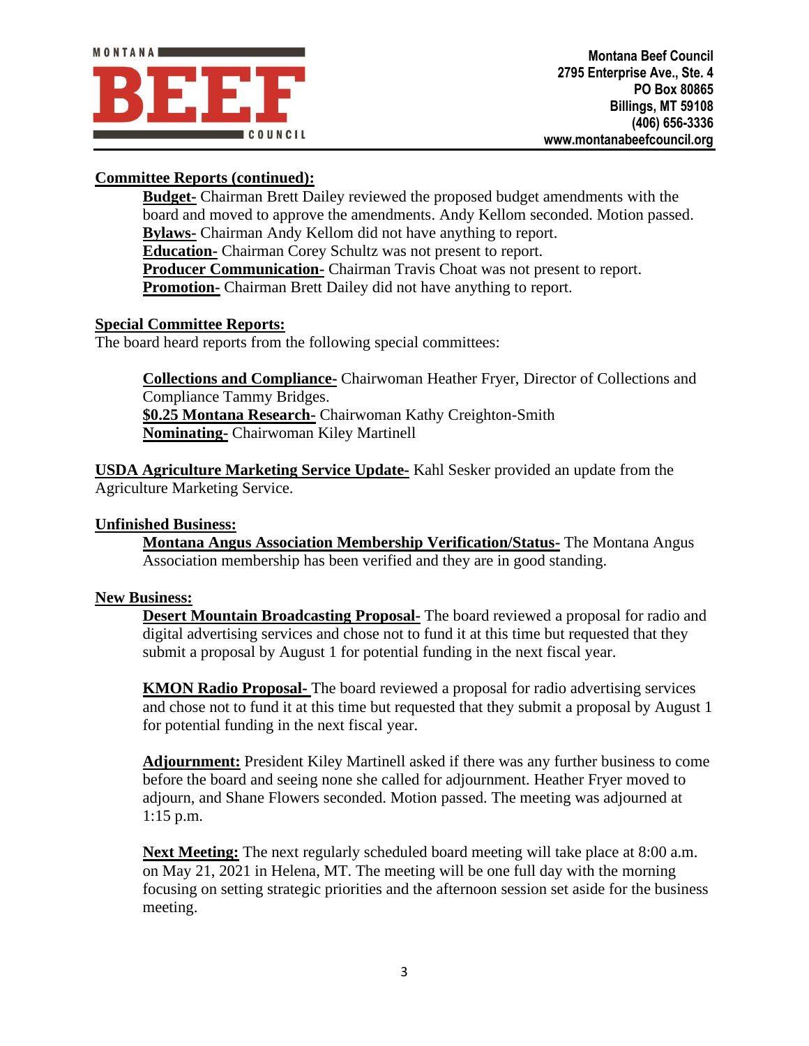Montana Beef Council
2795 Enterprise Ave., Ste. 4
PO Box 80865
Billings, MT 59108
(406) 656-3336
www.montanabeefcouncil.org

**Committee Reports (continued):**

**Budget-** Chairman Brett Dailey reviewed the proposed budget amendments with the board and moved to approve the amendments. Andy Kellom seconded. Motion passed.
**Bylaws-** Chairman Andy Kellom did not have anything to report.
**Education-** Chairman Corey Schultz was not present to report.
**Producer Communication-** Chairman Travis Choat was not present to report.
**Promotion-** Chairman Brett Dailey did not have anything to report.

**Special Committee Reports:**
The board heard reports from the following special committees:

**Collections and Compliance-** Chairwoman Heather Fryer, Director of Collections and Compliance Tammy Bridges.
**$0.25 Montana Research-** Chairwoman Kathy Creighton-Smith
**Nominating-** Chairwoman Kiley Martinell

**USDA Agriculture Marketing Service Update-** Kahl Sesker provided an update from the Agriculture Marketing Service.

**Unfinished Business:**

**Montana Angus Association Membership Verification/Status-** The Montana Angus Association membership has been verified and they are in good standing.

**New Business:**

**Desert Mountain Broadcasting Proposal-** The board reviewed a proposal for radio and digital advertising services and chose not to fund it at this time but requested that they submit a proposal by August 1 for potential funding in the next fiscal year.

**KMON Radio Proposal-** The board reviewed a proposal for radio advertising services and chose not to fund it at this time but requested that they submit a proposal by August 1 for potential funding in the next fiscal year.

**Adjournment:** President Kiley Martinell asked if there was any further business to come before the board and seeing none she called for adjournment. Heather Fryer moved to adjourn, and Shane Flowers seconded. Motion passed. The meeting was adjourned at 1:15 p.m.

**Next Meeting:** The next regularly scheduled board meeting will take place at 8:00 a.m. on May 21, 2021 in Helena, MT. The meeting will be one full day with the morning focusing on setting strategic priorities and the afternoon session set aside for the business meeting.